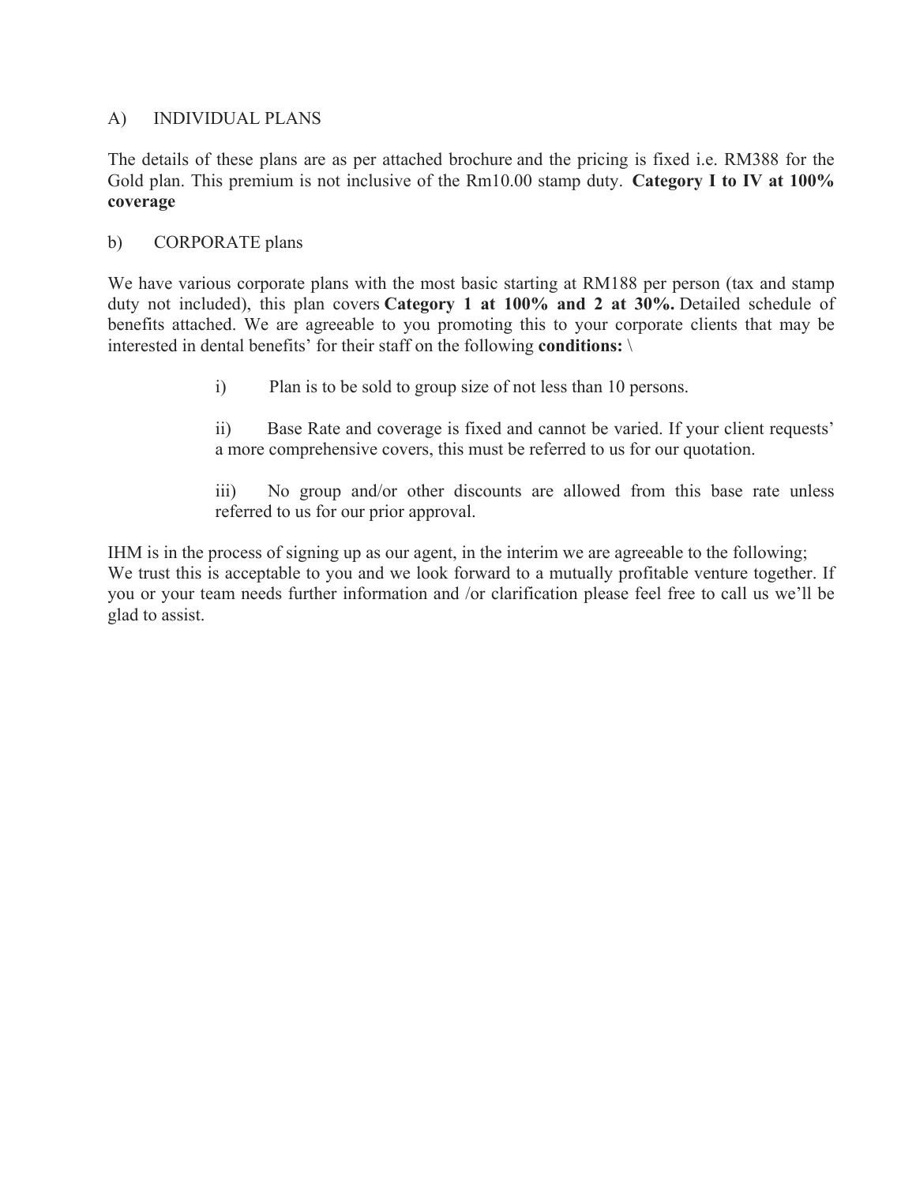A) INDIVIDUAL PLANS

The details of these plans are as per attached brochure and the pricing is fixed i.e. RM388 for the Gold plan. This premium is not inclusive of the Rm10.00 stamp duty. **Category I to IV at 100% coverage**

b) CORPORATE plans

We have various corporate plans with the most basic starting at RM188 per person (tax and stamp duty not included), this plan covers **Category 1 at 100% and 2 at 30%.** Detailed schedule of benefits attached. We are agreeable to you promoting this to your corporate clients that may be interested in dental benefits' for their staff on the following **conditions:** \

> i) Plan is to be sold to group size of not less than 10 persons.
>
> ii) Base Rate and coverage is fixed and cannot be varied. If your client requests' a more comprehensive covers, this must be referred to us for our quotation.
>
> iii) No group and/or other discounts are allowed from this base rate unless referred to us for our prior approval.

IHM is in the process of signing up as our agent, in the interim we are agreeable to the following;
We trust this is acceptable to you and we look forward to a mutually profitable venture together. If you or your team needs further information and /or clarification please feel free to call us we'll be glad to assist.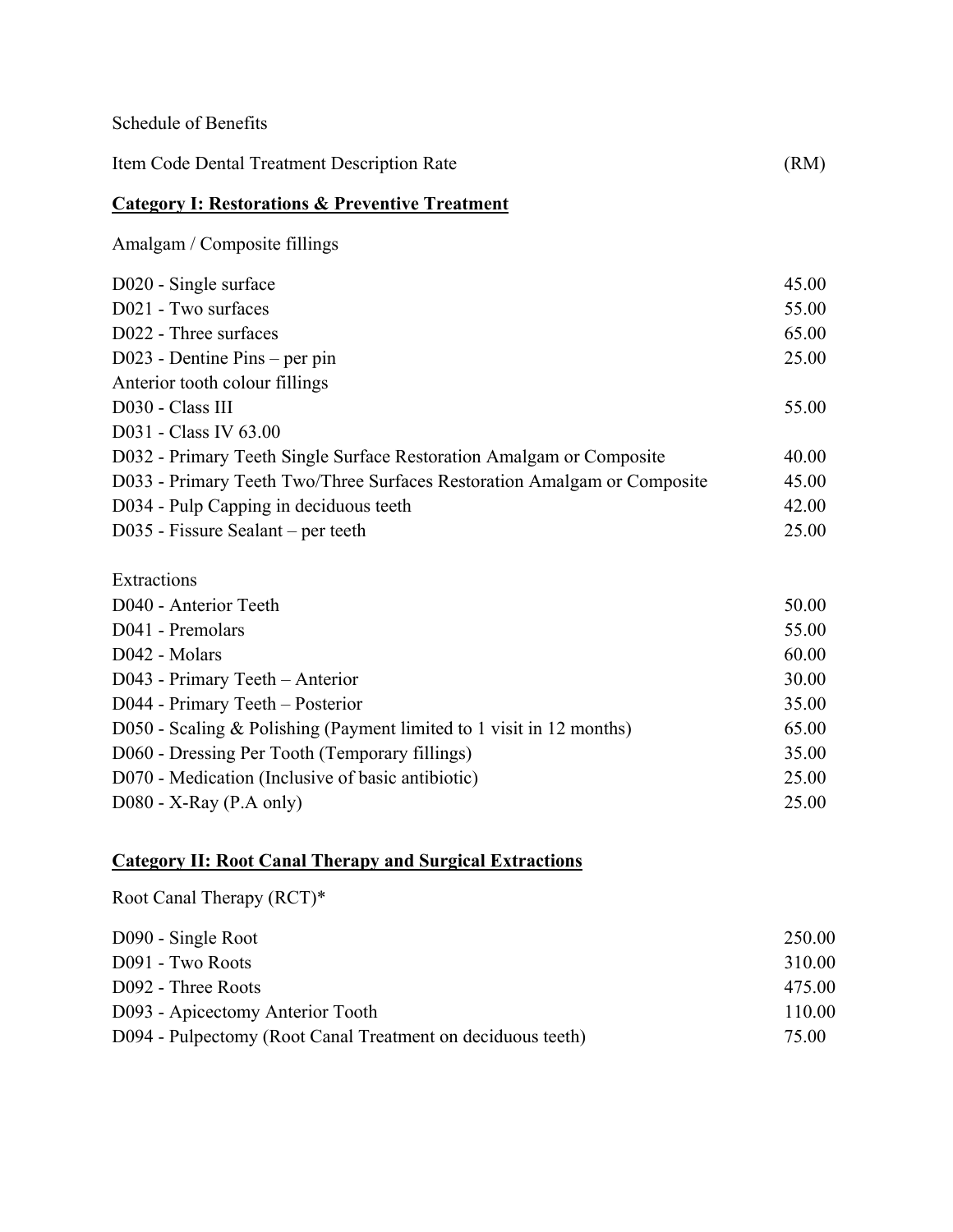Schedule of Benefits

| Item Code Dental Treatment Description Rate | (RM) |
|---|---|
| **Category I: Restorations & Preventive Treatment** | |
| Amalgam / Composite fillings | |
| D020 - Single surface | 45.00 |
| D021 - Two surfaces | 55.00 |
| D022 - Three surfaces | 65.00 |
| D023 - Dentine Pins – per pin | 25.00 |
| Anterior tooth colour fillings | |
| D030 - Class III | 55.00 |
| D031 - Class IV 63.00 | |
| D032 - Primary Teeth Single Surface Restoration Amalgam or Composite | 40.00 |
| D033 - Primary Teeth Two/Three Surfaces Restoration Amalgam or Composite | 45.00 |
| D034 - Pulp Capping in deciduous teeth | 42.00 |
| D035 - Fissure Sealant – per teeth | 25.00 |
| Extractions | |
| D040 - Anterior Teeth | 50.00 |
| D041 - Premolars | 55.00 |
| D042 - Molars | 60.00 |
| D043 - Primary Teeth – Anterior | 30.00 |
| D044 - Primary Teeth – Posterior | 35.00 |
| D050 - Scaling & Polishing (Payment limited to 1 visit in 12 months) | 65.00 |
| D060 - Dressing Per Tooth (Temporary fillings) | 35.00 |
| D070 - Medication (Inclusive of basic antibiotic) | 25.00 |
| D080 - X-Ray (P.A only) | 25.00 |
| **Category II: Root Canal Therapy and Surgical Extractions** | |
| Root Canal Therapy (RCT)* | |
| D090 - Single Root | 250.00 |
| D091 - Two Roots | 310.00 |
| D092 - Three Roots | 475.00 |
| D093 - Apicectomy Anterior Tooth | 110.00 |
| D094 - Pulpectomy (Root Canal Treatment on deciduous teeth) | 75.00 |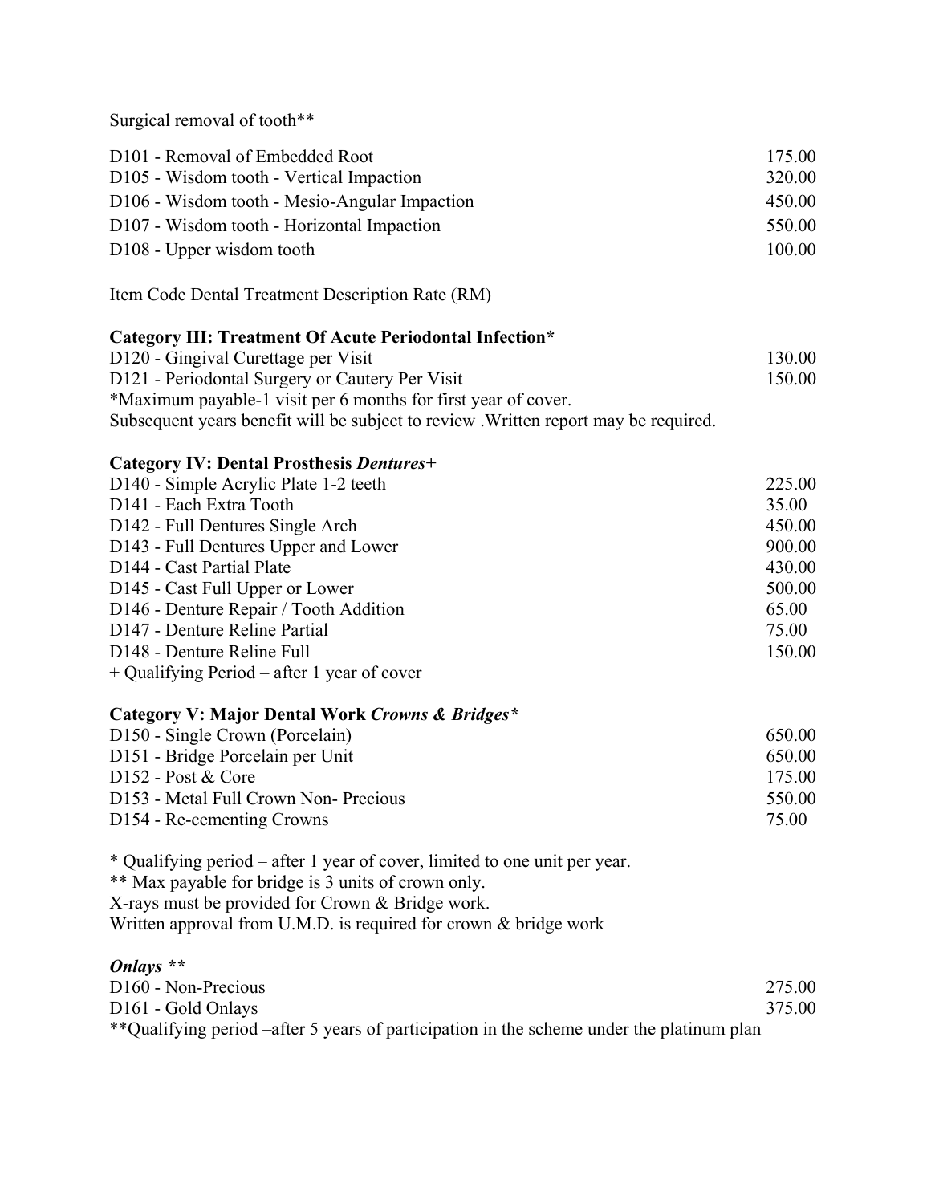Surgical removal of tooth**

| | |
|---|---|
| D101 - Removal of Embedded Root | 175.00 |
| D105 - Wisdom tooth - Vertical Impaction | 320.00 |
| D106 - Wisdom tooth - Mesio-Angular Impaction | 450.00 |
| D107 - Wisdom tooth - Horizontal Impaction | 550.00 |
| D108 - Upper wisdom tooth | 100.00 |

Item Code Dental Treatment Description Rate (RM)

**Category III: Treatment Of Acute Periodontal Infection***

| | |
|---|---|
| D120 - Gingival Curettage per Visit | 130.00 |
| D121 - Periodontal Surgery or Cautery Per Visit | 150.00 |

*Maximum payable-1 visit per 6 months for first year of cover.
Subsequent years benefit will be subject to review .Written report may be required.

**Category IV: Dental Prosthesis *Dentures*+**

| | |
|---|---|
| D140 - Simple Acrylic Plate 1-2 teeth | 225.00 |
| D141 - Each Extra Tooth | 35.00 |
| D142 - Full Dentures Single Arch | 450.00 |
| D143 - Full Dentures Upper and Lower | 900.00 |
| D144 - Cast Partial Plate | 430.00 |
| D145 - Cast Full Upper or Lower | 500.00 |
| D146 - Denture Repair / Tooth Addition | 65.00 |
| D147 - Denture Reline Partial | 75.00 |
| D148 - Denture Reline Full | 150.00 |

+ Qualifying Period – after 1 year of cover

**Category V: Major Dental Work *Crowns & Bridges****

| | |
|---|---|
| D150 - Single Crown (Porcelain) | 650.00 |
| D151 - Bridge Porcelain per Unit | 650.00 |
| D152 - Post & Core | 175.00 |
| D153 - Metal Full Crown Non- Precious | 550.00 |
| D154 - Re-cementing Crowns | 75.00 |

* Qualifying period – after 1 year of cover, limited to one unit per year.
** Max payable for bridge is 3 units of crown only.
X-rays must be provided for Crown & Bridge work.
Written approval from U.M.D. is required for crown & bridge work

***Onlays*** **

| | |
|---|---|
| D160 - Non-Precious | 275.00 |
| D161 - Gold Onlays | 375.00 |

**Qualifying period –after 5 years of participation in the scheme under the platinum plan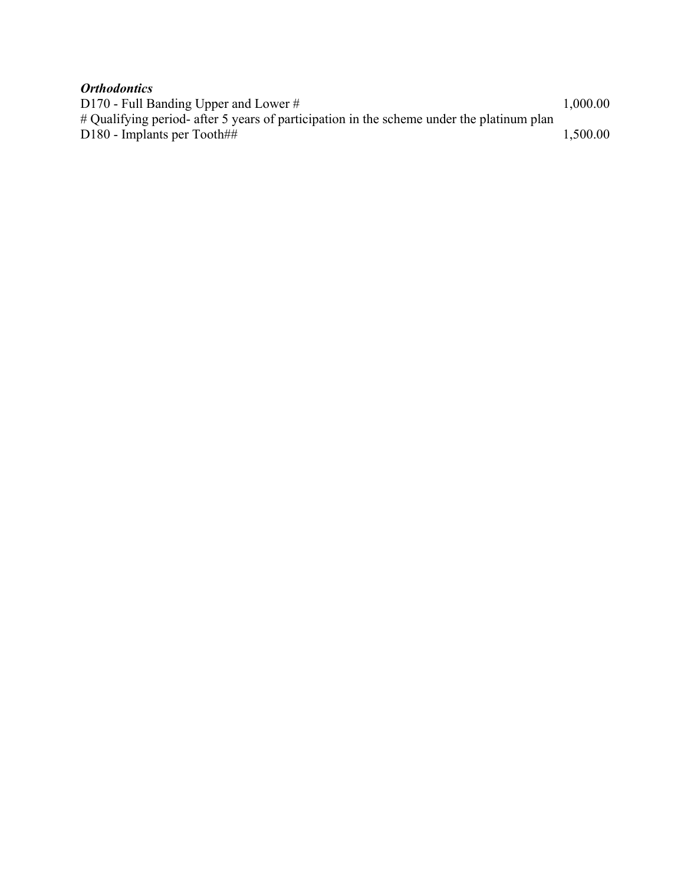***Orthodontics***

| | |
|---|---|
| D170 - Full Banding Upper and Lower # | 1,000.00 |
| # Qualifying period- after 5 years of participation in the scheme under the platinum plan | |
| D180 - Implants per Tooth## | 1,500.00 |